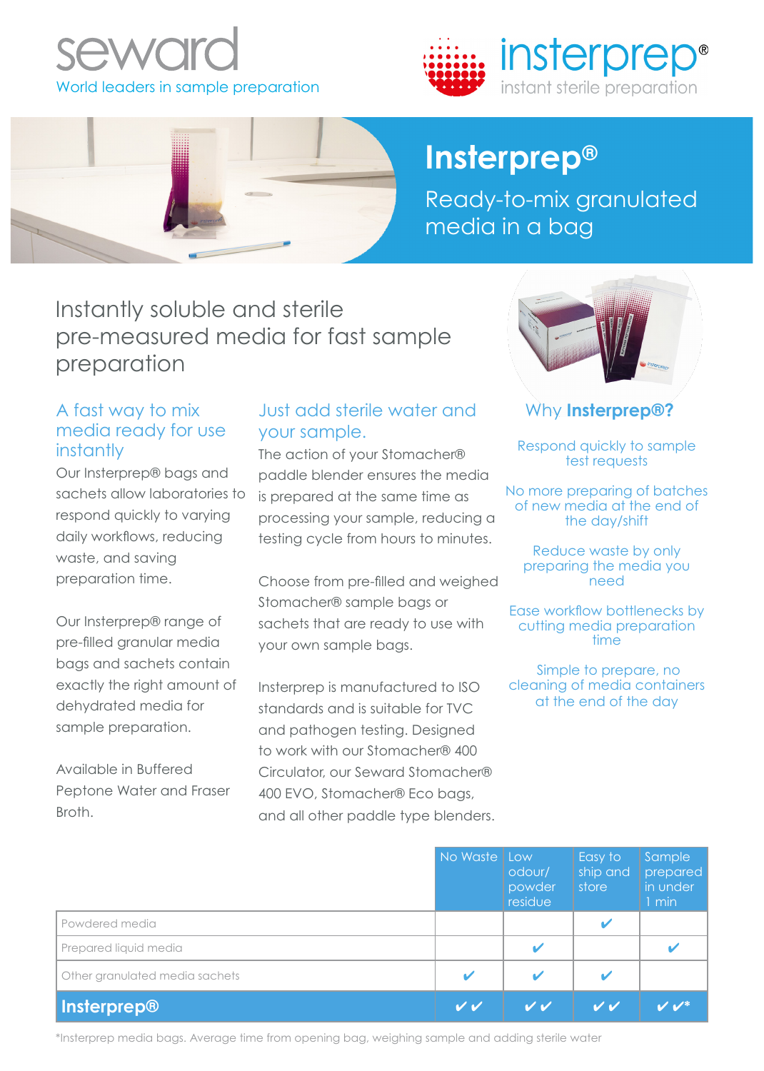seward

World leaders in sample preparation

insterprep®

instant sterile preparation

# Insterprep®

Ready-to-mix granulated media in a bag

## Instantly soluble and sterile pre-measured media for fast sample preparation

### A fast way to mix media ready for use instantly

Our Insterprep® bags and sachets allow laboratories to respond quickly to varying daily workflows, reducing waste, and saving preparation time.

Our Insterprep® range of pre-filled granular media bags and sachets contain exactly the right amount of dehydrated media for sample preparation.

Available in Buffered Peptone Water and Fraser Broth.

### Just add sterile water and your sample.

The action of your Stomacher® paddle blender ensures the media is prepared at the same time as processing your sample, reducing a testing cycle from hours to minutes.

Choose from pre-filled and weighed Stomacher® sample bags or sachets that are ready to use with your own sample bags.

Insterprep is manufactured to ISO standards and is suitable for TVC and pathogen testing. Designed to work with our Stomacher® 400 Circulator, our Seward Stomacher® 400 EVO, Stomacher® Eco bags, and all other paddle type blenders.

### Why **Insterprep®?**

Respond quickly to sample test requests

No more preparing of batches of new media at the end of the day/shift

Reduce waste by only preparing the media you need

Ease workflow bottlenecks by cutting media preparation time

Simple to prepare, no cleaning of media containers at the end of the day

| | No Waste | Low odour/ powder residue | Easy to ship and store | Sample prepared in under 1 min |
|---|---|---|---|---|
| Powdered media | | | ✔ | |
| Prepared liquid media | | ✔ | | ✔ |
| Other granulated media sachets | ✔ | ✔ | ✔ | |
| **Insterprep®** | ✔✔ | ✔✔ | ✔✔ | ✔✔* |

*Insterprep media bags. Average time from opening bag, weighing sample and adding sterile water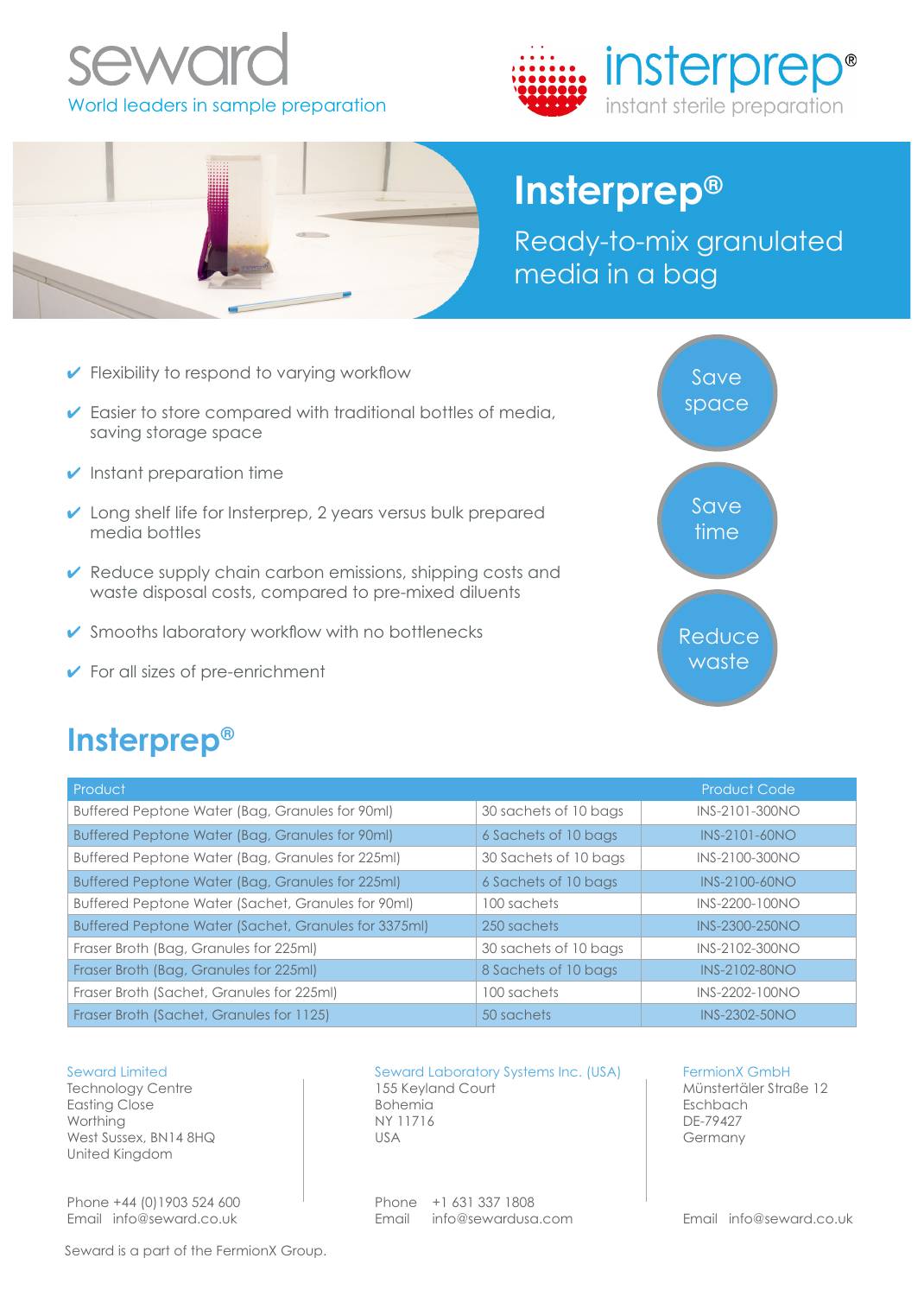seward

World leaders in sample preparation

insterprep®

instant sterile preparation

# Insterprep®

Ready-to-mix granulated media in a bag

- ✔ Flexibility to respond to varying workflow
- ✔ Easier to store compared with traditional bottles of media, saving storage space
- ✔ Instant preparation time
- ✔ Long shelf life for Insterprep, 2 years versus bulk prepared media bottles
- ✔ Reduce supply chain carbon emissions, shipping costs and waste disposal costs, compared to pre-mixed diluents
- ✔ Smooths laboratory workflow with no bottlenecks
- ✔ For all sizes of pre-enrichment

Save space

Save time

Reduce waste

## Insterprep®

| Product | | Product Code |
|---|---|---|
| Buffered Peptone Water (Bag, Granules for 90ml) | 30 sachets of 10 bags | INS-2101-300NO |
| Buffered Peptone Water (Bag, Granules for 90ml) | 6 Sachets of 10 bags | INS-2101-60NO |
| Buffered Peptone Water (Bag, Granules for 225ml) | 30 Sachets of 10 bags | INS-2100-300NO |
| Buffered Peptone Water (Bag, Granules for 225ml) | 6 Sachets of 10 bags | INS-2100-60NO |
| Buffered Peptone Water (Sachet, Granules for 90ml) | 100 sachets | INS-2200-100NO |
| Buffered Peptone Water (Sachet, Granules for 3375ml) | 250 sachets | INS-2300-250NO |
| Fraser Broth (Bag, Granules for 225ml) | 30 sachets of 10 bags | INS-2102-300NO |
| Fraser Broth (Bag, Granules for 225ml) | 8 Sachets of 10 bags | INS-2102-80NO |
| Fraser Broth (Sachet, Granules for 225ml) | 100 sachets | INS-2202-100NO |
| Fraser Broth (Sachet, Granules for 1125) | 50 sachets | INS-2302-50NO |

**Seward Limited**
Technology Centre
Easting Close
Worthing
West Sussex, BN14 8HQ
United Kingdom

Phone +44 (0)1903 524 600
Email info@seward.co.uk

**Seward Laboratory Systems Inc. (USA)**
155 Keyland Court
Bohemia
NY 11716
USA

Phone +1 631 337 1808
Email info@sewardusa.com

**FermionX GmbH**
Münstertäler Straße 12
Eschbach
DE-79427
Germany

Email info@seward.co.uk

Seward is a part of the FermionX Group.